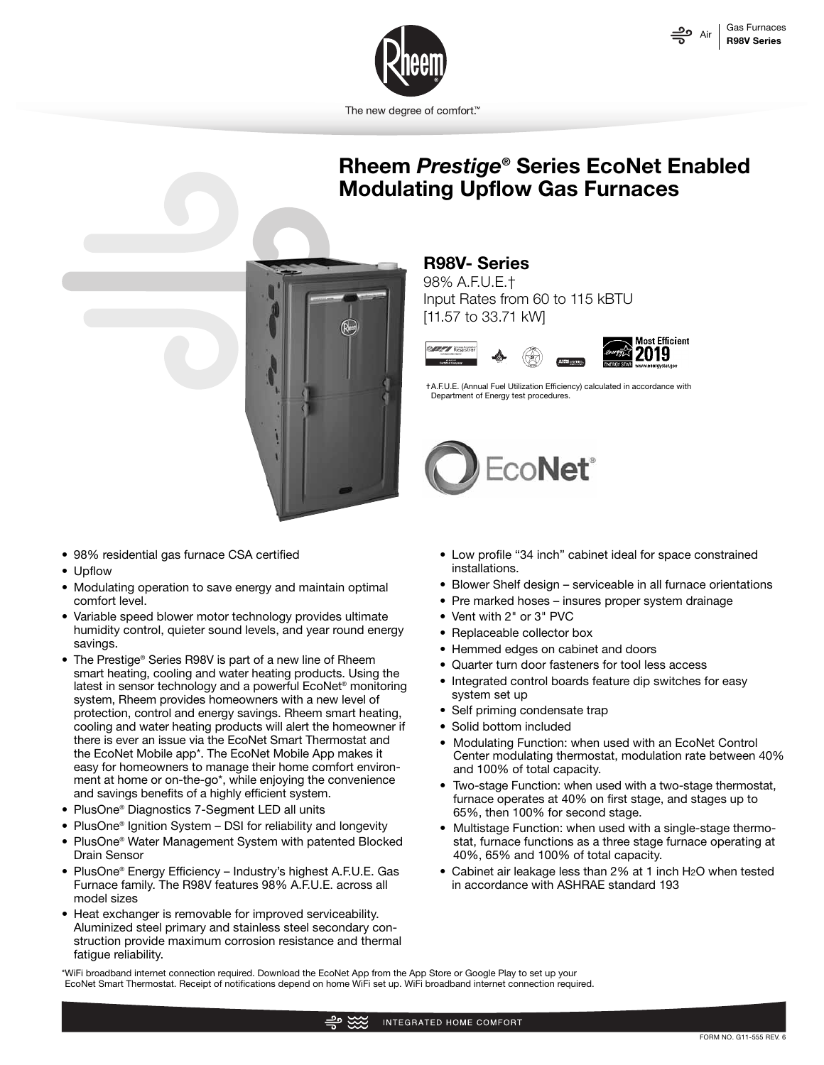# Rheem *Prestige*® Series EcoNet Enabled Modulating Upflow Gas Furnaces

The new degree of comfort.™

## R98V- Series

98% A.F.U.E.†
Input Rates from 60 to 115 kBTU
[11.57 to 33.71 kW]

Most Efficient 2019

†A.F.U.E. (Annual Fuel Utilization Efficiency) calculated in accordance with Department of Energy test procedures.

EcoNet®

- 98% residential gas furnace CSA certified
- Upflow
- Modulating operation to save energy and maintain optimal comfort level.
- Variable speed blower motor technology provides ultimate humidity control, quieter sound levels, and year round energy savings.
- The Prestige® Series R98V is part of a new line of Rheem smart heating, cooling and water heating products. Using the latest in sensor technology and a powerful EcoNet® monitoring system, Rheem provides homeowners with a new level of protection, control and energy savings. Rheem smart heating, cooling and water heating products will alert the homeowner if there is ever an issue via the EcoNet Smart Thermostat and the EcoNet Mobile app*. The EcoNet Mobile App makes it easy for homeowners to manage their home comfort environment at home or on-the-go*, while enjoying the convenience and savings benefits of a highly efficient system.
- PlusOne® Diagnostics 7-Segment LED all units
- PlusOne® Ignition System – DSI for reliability and longevity
- PlusOne® Water Management System with patented Blocked Drain Sensor
- PlusOne® Energy Efficiency – Industry's highest A.F.U.E. Gas Furnace family. The R98V features 98% A.F.U.E. across all model sizes
- Heat exchanger is removable for improved serviceability. Aluminized steel primary and stainless steel secondary construction provide maximum corrosion resistance and thermal fatigue reliability.
- Low profile "34 inch" cabinet ideal for space constrained installations.
- Blower Shelf design – serviceable in all furnace orientations
- Pre marked hoses – insures proper system drainage
- Vent with 2" or 3" PVC
- Replaceable collector box
- Hemmed edges on cabinet and doors
- Quarter turn door fasteners for tool less access
- Integrated control boards feature dip switches for easy system set up
- Self priming condensate trap
- Solid bottom included
- Modulating Function: when used with an EcoNet Control Center modulating thermostat, modulation rate between 40% and 100% of total capacity.
- Two-stage Function: when used with a two-stage thermostat, furnace operates at 40% on first stage, and stages up to 65%, then 100% for second stage.
- Multistage Function: when used with a single-stage thermostat, furnace functions as a three stage furnace operating at 40%, 65% and 100% of total capacity.
- Cabinet air leakage less than 2% at 1 inch $H_2O$ when tested in accordance with ASHRAE standard 193

*WiFi broadband internet connection required. Download the EcoNet App from the App Store or Google Play to set up your EcoNet Smart Thermostat. Receipt of notifications depend on home WiFi set up. WiFi broadband internet connection required.

INTEGRATED HOME COMFORT

FORM NO. G11-555 REV. 6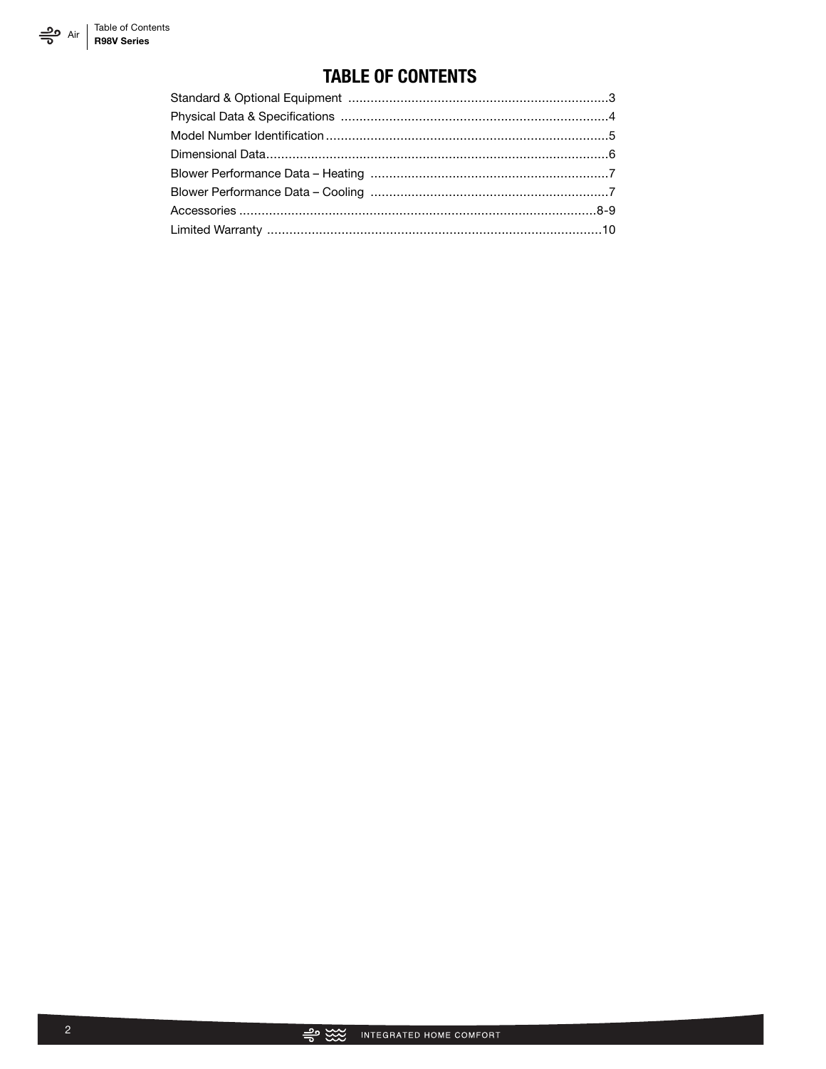# TABLE OF CONTENTS

| | |
|---|---|
| Standard & Optional Equipment | 3 |
| Physical Data & Specifications | 4 |
| Model Number Identification | 5 |
| Dimensional Data | 6 |
| Blower Performance Data – Heating | 7 |
| Blower Performance Data – Cooling | 7 |
| Accessories | 8-9 |
| Limited Warranty | 10 |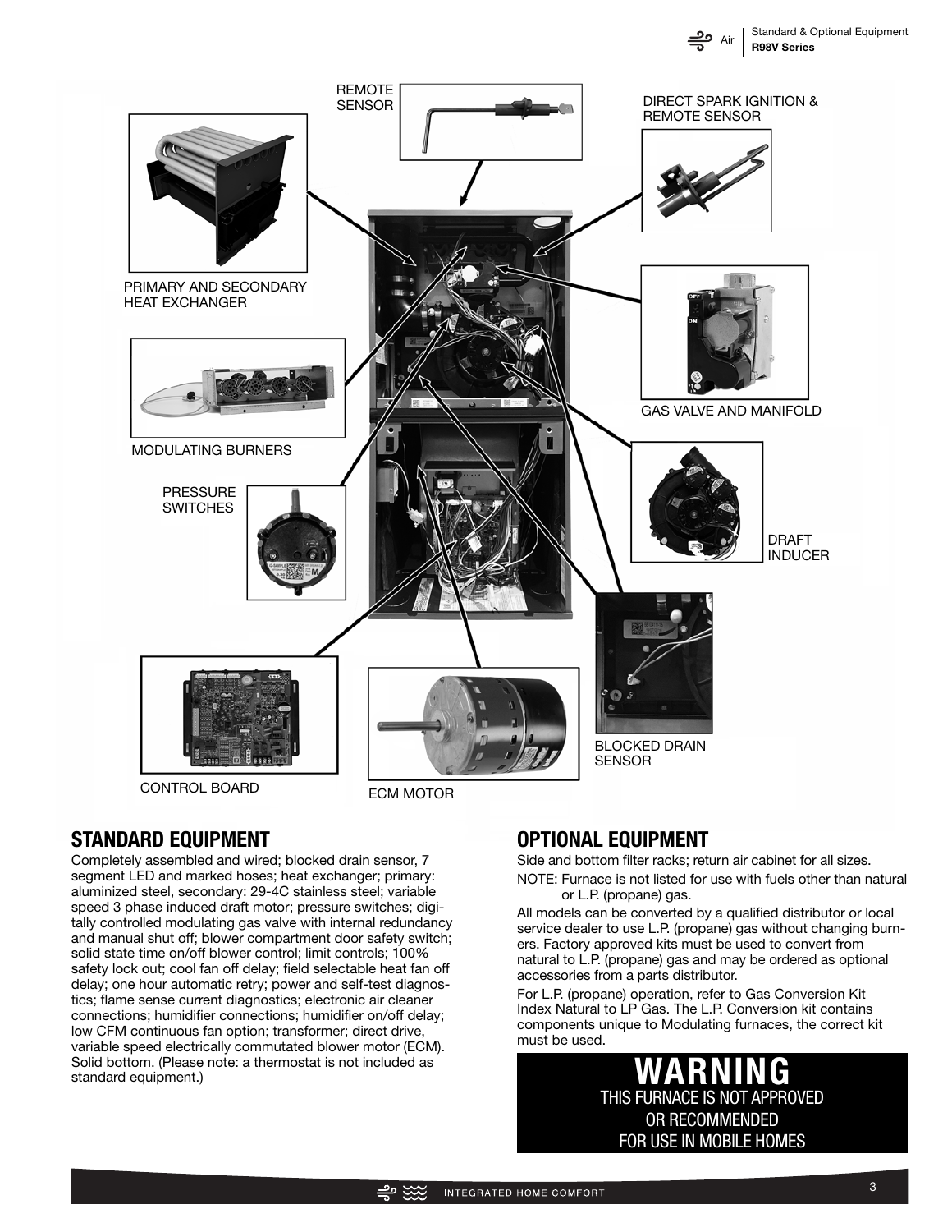REMOTE SENSOR

DIRECT SPARK IGNITION & REMOTE SENSOR

PRIMARY AND SECONDARY HEAT EXCHANGER

GAS VALVE AND MANIFOLD

MODULATING BURNERS

PRESSURE SWITCHES

DRAFT INDUCER

BLOCKED DRAIN SENSOR

CONTROL BOARD

ECM MOTOR

## STANDARD EQUIPMENT

Completely assembled and wired; blocked drain sensor, 7 segment LED and marked hoses; heat exchanger; primary: aluminized steel, secondary: 29-4C stainless steel; variable speed 3 phase induced draft motor; pressure switches; digitally controlled modulating gas valve with internal redundancy and manual shut off; blower compartment door safety switch; solid state time on/off blower control; limit controls; 100% safety lock out; cool fan off delay; field selectable heat fan off delay; one hour automatic retry; power and self-test diagnostics; flame sense current diagnostics; electronic air cleaner connections; humidifier connections; humidifier on/off delay; low CFM continuous fan option; transformer; direct drive, variable speed electrically commutated blower motor (ECM). Solid bottom. (Please note: a thermostat is not included as standard equipment.)

## OPTIONAL EQUIPMENT

Side and bottom filter racks; return air cabinet for all sizes.

NOTE: Furnace is not listed for use with fuels other than natural or L.P. (propane) gas.

All models can be converted by a qualified distributor or local service dealer to use L.P. (propane) gas without changing burners. Factory approved kits must be used to convert from natural to L.P. (propane) gas and may be ordered as optional accessories from a parts distributor.

For L.P. (propane) operation, refer to Gas Conversion Kit Index Natural to LP Gas. The L.P. Conversion kit contains components unique to Modulating furnaces, the correct kit must be used.

**WARNING**

**THIS FURNACE IS NOT APPROVED OR RECOMMENDED FOR USE IN MOBILE HOMES**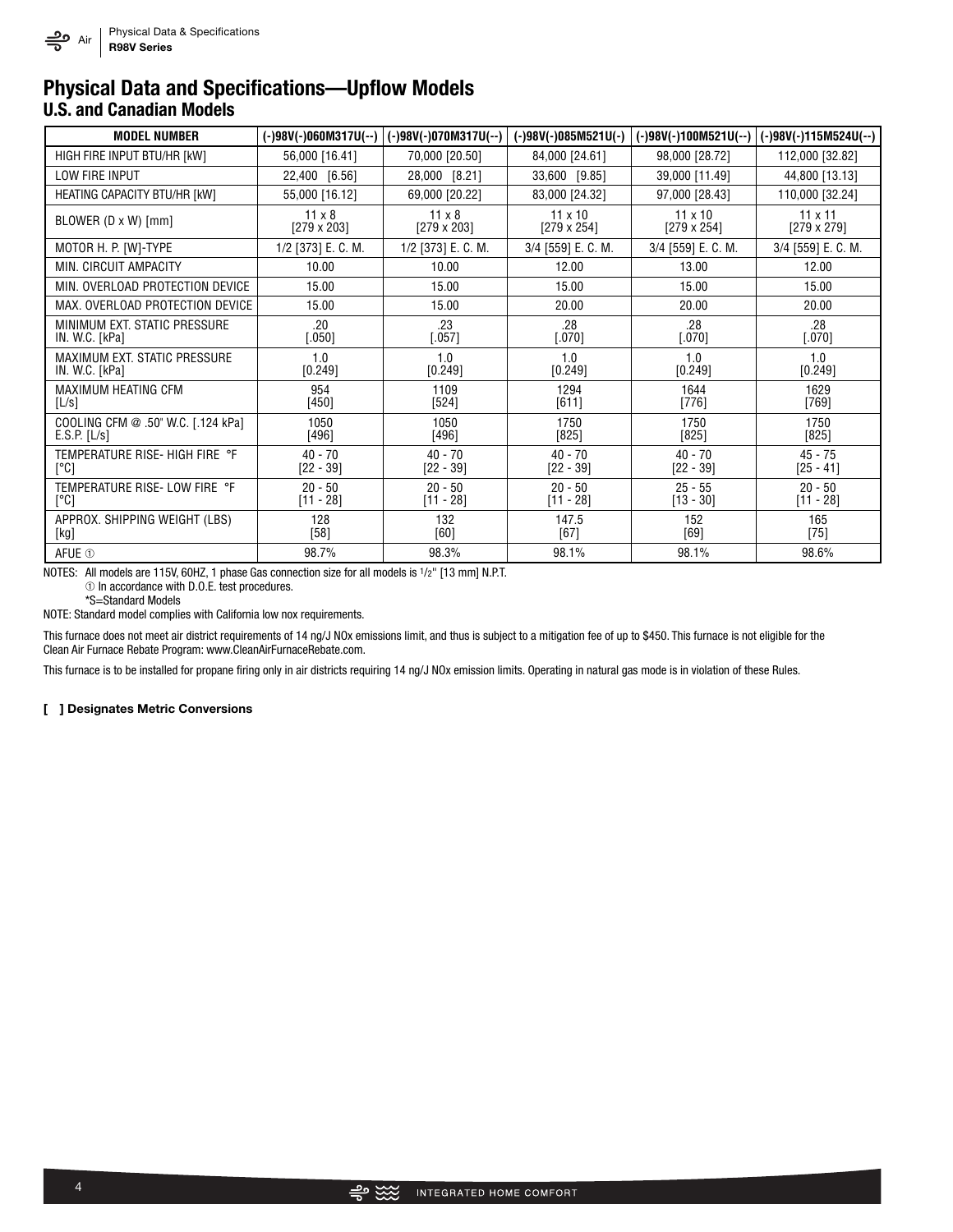# Physical Data and Specifications—Upflow Models

## U.S. and Canadian Models

| MODEL NUMBER | (-)98V(-)060M317U(--) | (-)98V(-)070M317U(--) | (-)98V(-)085M521U(-) | (-)98V(-)100M521U(--) | (-)98V(-)115M524U(--) |
|---|---|---|---|---|---|
| HIGH FIRE INPUT BTU/HR [kW] | 56,000 [16.41] | 70,000 [20.50] | 84,000 [24.61] | 98,000 [28.72] | 112,000 [32.82] |
| LOW FIRE INPUT | 22,400 [6.56] | 28,000 [8.21] | 33,600 [9.85] | 39,000 [11.49] | 44,800 [13.13] |
| HEATING CAPACITY BTU/HR [kW] | 55,000 [16.12] | 69,000 [20.22] | 83,000 [24.32] | 97,000 [28.43] | 110,000 [32.24] |
| BLOWER (D x W) [mm] | 11 x 8 [279 x 203] | 11 x 8 [279 x 203] | 11 x 10 [279 x 254] | 11 x 10 [279 x 254] | 11 x 11 [279 x 279] |
| MOTOR H. P. [W]-TYPE | 1/2 [373] E. C. M. | 1/2 [373] E. C. M. | 3/4 [559] E. C. M. | 3/4 [559] E. C. M. | 3/4 [559] E. C. M. |
| MIN. CIRCUIT AMPACITY | 10.00 | 10.00 | 12.00 | 13.00 | 12.00 |
| MIN. OVERLOAD PROTECTION DEVICE | 15.00 | 15.00 | 15.00 | 15.00 | 15.00 |
| MAX. OVERLOAD PROTECTION DEVICE | 15.00 | 15.00 | 20.00 | 20.00 | 20.00 |
| MINIMUM EXT. STATIC PRESSURE IN. W.C. [kPa] | .20 [.050] | .23 [.057] | .28 [.070] | .28 [.070] | .28 [.070] |
| MAXIMUM EXT. STATIC PRESSURE IN. W.C. [kPa] | 1.0 [0.249] | 1.0 [0.249] | 1.0 [0.249] | 1.0 [0.249] | 1.0 [0.249] |
| MAXIMUM HEATING CFM [L/s] | 954 [450] | 1109 [524] | 1294 [611] | 1644 [776] | 1629 [769] |
| COOLING CFM @ .50" W.C. [.124 kPa] E.S.P. [L/s] | 1050 [496] | 1050 [496] | 1750 [825] | 1750 [825] | 1750 [825] |
| TEMPERATURE RISE- HIGH FIRE °F [°C] | 40 - 70 [22 - 39] | 40 - 70 [22 - 39] | 40 - 70 [22 - 39] | 40 - 70 [22 - 39] | 45 - 75 [25 - 41] |
| TEMPERATURE RISE- LOW FIRE °F [°C] | 20 - 50 [11 - 28] | 20 - 50 [11 - 28] | 20 - 50 [11 - 28] | 25 - 55 [13 - 30] | 20 - 50 [11 - 28] |
| APPROX. SHIPPING WEIGHT (LBS) [kg] | 128 [58] | 132 [60] | 147.5 [67] | 152 [69] | 165 [75] |
| AFUE ① | 98.7% | 98.3% | 98.1% | 98.1% | 98.6% |

NOTES: All models are 115V, 60HZ, 1 phase Gas connection size for all models is 1/2" [13 mm] N.P.T.

① In accordance with D.O.E. test procedures.

*S=Standard Models

NOTE: Standard model complies with California low nox requirements.

This furnace does not meet air district requirements of 14 ng/J NOx emissions limit, and thus is subject to a mitigation fee of up to $450. This furnace is not eligible for the Clean Air Furnace Rebate Program: www.CleanAirFurnaceRebate.com.

This furnace is to be installed for propane firing only in air districts requiring 14 ng/J NOx emission limits. Operating in natural gas mode is in violation of these Rules.

**[ ] Designates Metric Conversions**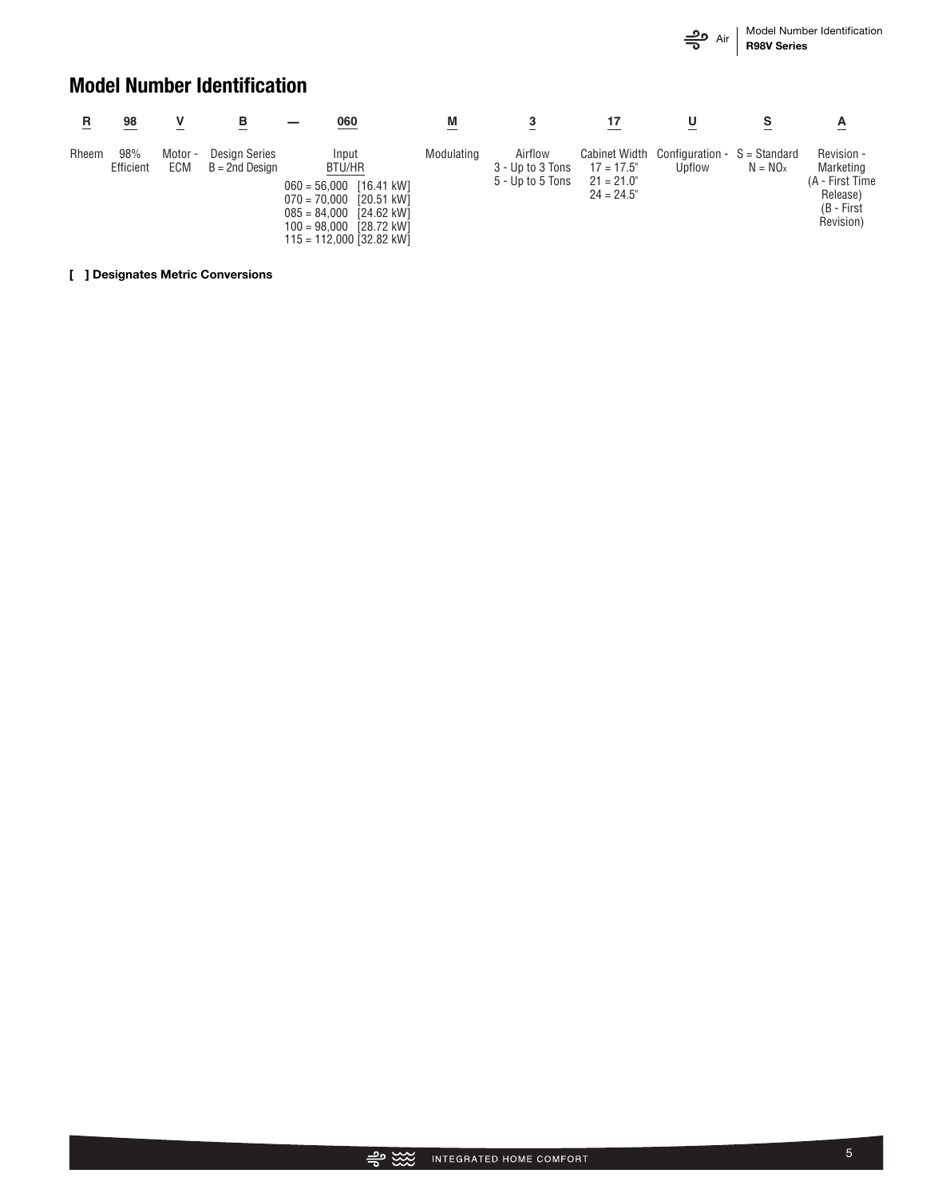## Model Number Identification

| R | 98 | V | B | — | 060 | M | 3 | 17 | U | S | A |
|---|---|---|---|---|---|---|---|---|---|---|---|
| Rheem | 98% Efficient | Motor - ECM | Design Series B = 2nd Design | | Input BTU/HR<br>060 = 56,000 [16.41 kW]<br>070 = 70,000 [20.51 kW]<br>085 = 84,000 [24.62 kW]<br>100 = 98,000 [28.72 kW]<br>115 = 112,000 [32.82 kW] | Modulating | Airflow<br>3 - Up to 3 Tons<br>5 - Up to 5 Tons | Cabinet Width<br>17 = 17.5"<br>21 = 21.0"<br>24 = 24.5" | Configuration - Upflow | S = Standard<br>N = $NO_x$ | Revision - Marketing<br>(A - First Time Release)<br>(B - First Revision) |

**[ ] Designates Metric Conversions**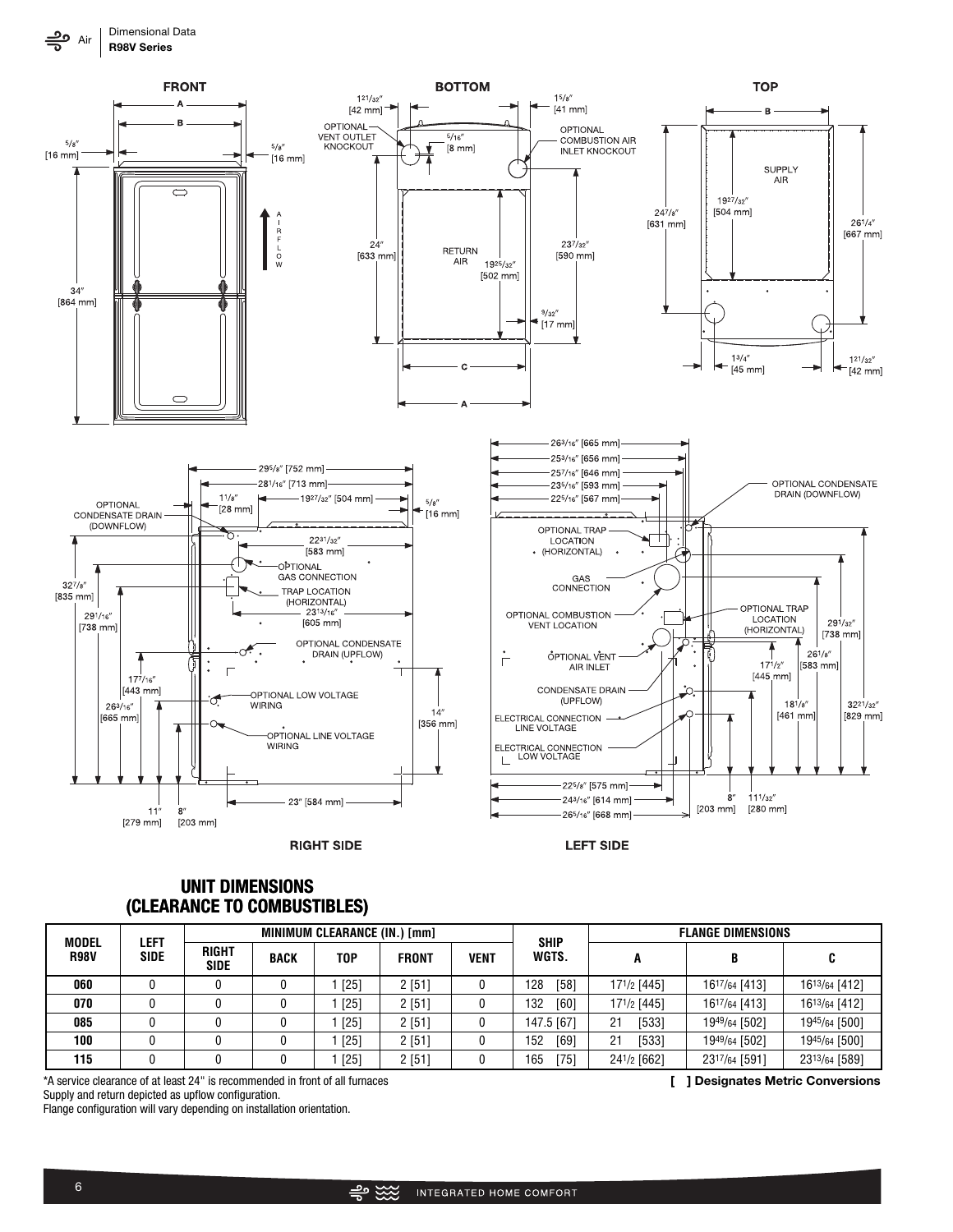Dimensional Data
**R98V Series**

FRONT

BOTTOM

TOP

RIGHT SIDE

LEFT SIDE

## UNIT DIMENSIONS (CLEARANCE TO COMBUSTIBLES)

| MODEL R98V | MINIMUM CLEARANCE (IN.) [mm] | | | | | | SHIP WGTS. | FLANGE DIMENSIONS | | |
|---|---|---|---|---|---|---|---|---|---|---|
| | LEFT SIDE | RIGHT SIDE | BACK | TOP | FRONT | VENT | | A | B | C |
| **060** | 0 | 0 | 0 | 1 [25] | 2 [51] | 0 | 128 [58] | 17 1/2 [445] | 16 17/64 [413] | 16 13/64 [412] |
| **070** | 0 | 0 | 0 | 1 [25] | 2 [51] | 0 | 132 [60] | 17 1/2 [445] | 16 17/64 [413] | 16 13/64 [412] |
| **085** | 0 | 0 | 0 | 1 [25] | 2 [51] | 0 | 147.5 [67] | 21 [533] | 19 49/64 [502] | 19 45/64 [500] |
| **100** | 0 | 0 | 0 | 1 [25] | 2 [51] | 0 | 152 [69] | 21 [533] | 19 49/64 [502] | 19 45/64 [500] |
| **115** | 0 | 0 | 0 | 1 [25] | 2 [51] | 0 | 165 [75] | 24 1/2 [662] | 23 17/64 [591] | 23 13/64 [589] |

*A service clearance of at least 24" is recommended in front of all furnaces

Supply and return depicted as upflow configuration.

Flange configuration will vary depending on installation orientation.

**[ ] Designates Metric Conversions**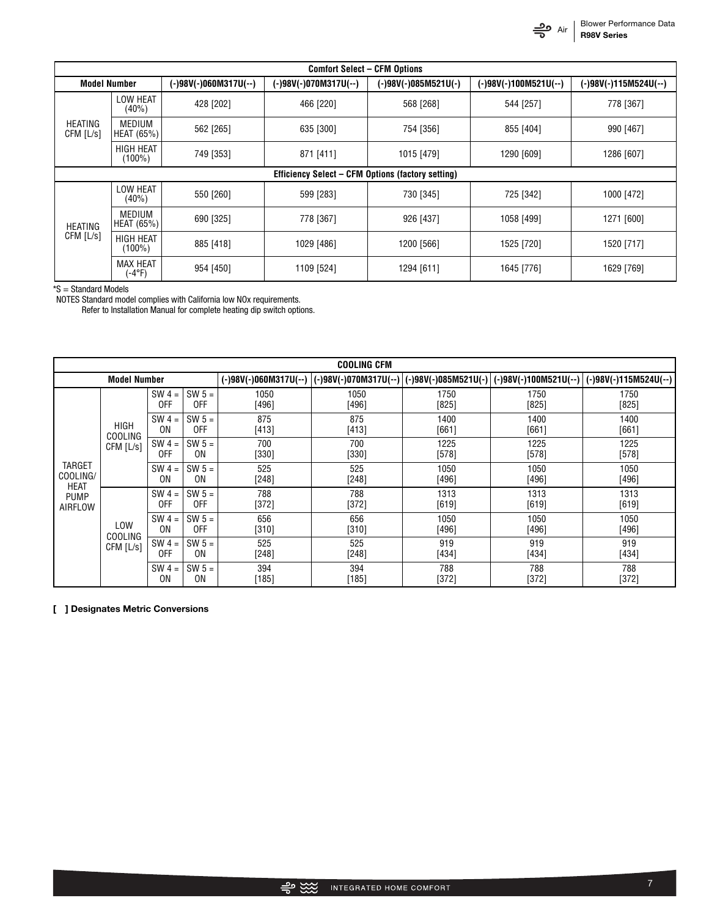| Comfort Select – CFM Options | | | | | | |
|---|---|---|---|---|---|---|
| Model Number | | (-)98V(-)060M317U(--) | (-)98V(-)070M317U(--) | (-)98V(-)085M521U(-) | (-)98V(-)100M521U(--) | (-)98V(-)115M524U(--) |
| HEATING CFM [L/s] | LOW HEAT (40%) | 428 [202] | 466 [220] | 568 [268] | 544 [257] | 778 [367] |
| | MEDIUM HEAT (65%) | 562 [265] | 635 [300] | 754 [356] | 855 [404] | 990 [467] |
| | HIGH HEAT (100%) | 749 [353] | 871 [411] | 1015 [479] | 1290 [609] | 1286 [607] |
| **Efficiency Select – CFM Options (factory setting)** | | | | | | |
| HEATING CFM [L/s] | LOW HEAT (40%) | 550 [260] | 599 [283] | 730 [345] | 725 [342] | 1000 [472] |
| | MEDIUM HEAT (65%) | 690 [325] | 778 [367] | 926 [437] | 1058 [499] | 1271 [600] |
| | HIGH HEAT (100%) | 885 [418] | 1029 [486] | 1200 [566] | 1525 [720] | 1520 [717] |
| | MAX HEAT (-4°F) | 954 [450] | 1109 [524] | 1294 [611] | 1645 [776] | 1629 [769] |

*S = Standard Models

NOTES Standard model complies with California low NOx requirements.

Refer to Installation Manual for complete heating dip switch options.

| COOLING CFM | | | | | | | | |
|---|---|---|---|---|---|---|---|---|
| Model Number | | | | (-)98V(-)060M317U(--) | (-)98V(-)070M317U(--) | (-)98V(-)085M521U(-) | (-)98V(-)100M521U(--) | (-)98V(-)115M524U(--) |
| TARGET COOLING/ HEAT PUMP AIRFLOW | HIGH COOLING CFM [L/s] | SW 4 = OFF | SW 5 = OFF | 1050 [496] | 1050 [496] | 1750 [825] | 1750 [825] | 1750 [825] |
| | | SW 4 = ON | SW 5 = OFF | 875 [413] | 875 [413] | 1400 [661] | 1400 [661] | 1400 [661] |
| | | SW 4 = OFF | SW 5 = ON | 700 [330] | 700 [330] | 1225 [578] | 1225 [578] | 1225 [578] |
| | | SW 4 = ON | SW 5 = ON | 525 [248] | 525 [248] | 1050 [496] | 1050 [496] | 1050 [496] |
| | LOW COOLING CFM [L/s] | SW 4 = OFF | SW 5 = OFF | 788 [372] | 788 [372] | 1313 [619] | 1313 [619] | 1313 [619] |
| | | SW 4 = ON | SW 5 = OFF | 656 [310] | 656 [310] | 1050 [496] | 1050 [496] | 1050 [496] |
| | | SW 4 = OFF | SW 5 = ON | 525 [248] | 525 [248] | 919 [434] | 919 [434] | 919 [434] |
| | | SW 4 = ON | SW 5 = ON | 394 [185] | 394 [185] | 788 [372] | 788 [372] | 788 [372] |

**[ ] Designates Metric Conversions**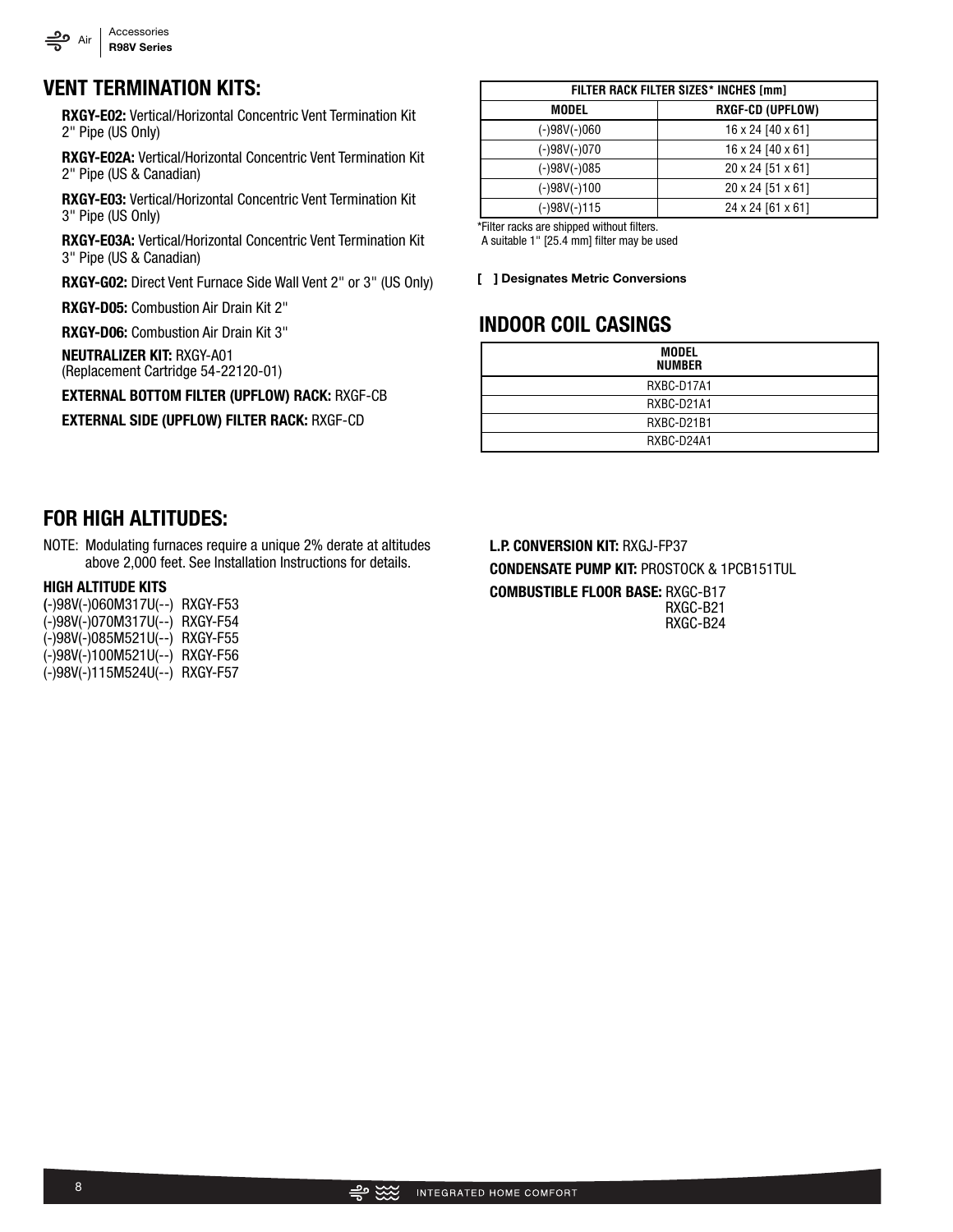## VENT TERMINATION KITS:

**RXGY-E02:** Vertical/Horizontal Concentric Vent Termination Kit 2" Pipe (US Only)

**RXGY-E02A:** Vertical/Horizontal Concentric Vent Termination Kit 2" Pipe (US & Canadian)

**RXGY-E03:** Vertical/Horizontal Concentric Vent Termination Kit 3" Pipe (US Only)

**RXGY-E03A:** Vertical/Horizontal Concentric Vent Termination Kit 3" Pipe (US & Canadian)

**RXGY-G02:** Direct Vent Furnace Side Wall Vent 2" or 3" (US Only)

**RXGY-D05:** Combustion Air Drain Kit 2"

**RXGY-D06:** Combustion Air Drain Kit 3"

**NEUTRALIZER KIT:** RXGY-A01
(Replacement Cartridge 54-22120-01)

**EXTERNAL BOTTOM FILTER (UPFLOW) RACK:** RXGF-CB

**EXTERNAL SIDE (UPFLOW) FILTER RACK:** RXGF-CD

| FILTER RACK FILTER SIZES* INCHES [mm] | |
|---|---|
| MODEL | RXGF-CD (UPFLOW) |
| (-)98V(-)060 | 16 x 24 [40 x 61] |
| (-)98V(-)070 | 16 x 24 [40 x 61] |
| (-)98V(-)085 | 20 x 24 [51 x 61] |
| (-)98V(-)100 | 20 x 24 [51 x 61] |
| (-)98V(-)115 | 24 x 24 [61 x 61] |

*Filter racks are shipped without filters.
A suitable 1" [25.4 mm] filter may be used

**[ ] Designates Metric Conversions**

## INDOOR COIL CASINGS

| MODEL NUMBER |
|---|
| RXBC-D17A1 |
| RXBC-D21A1 |
| RXBC-D21B1 |
| RXBC-D24A1 |

## FOR HIGH ALTITUDES:

NOTE: Modulating furnaces require a unique 2% derate at altitudes above 2,000 feet. See Installation Instructions for details.

**HIGH ALTITUDE KITS**

(-)98V(-)060M317U(--) RXGY-F53
(-)98V(-)070M317U(--) RXGY-F54
(-)98V(-)085M521U(--) RXGY-F55
(-)98V(-)100M521U(--) RXGY-F56
(-)98V(-)115M524U(--) RXGY-F57

**L.P. CONVERSION KIT:** RXGJ-FP37

**CONDENSATE PUMP KIT:** PROSTOCK & 1PCB151TUL

**COMBUSTIBLE FLOOR BASE:** RXGC-B17
RXGC-B21
RXGC-B24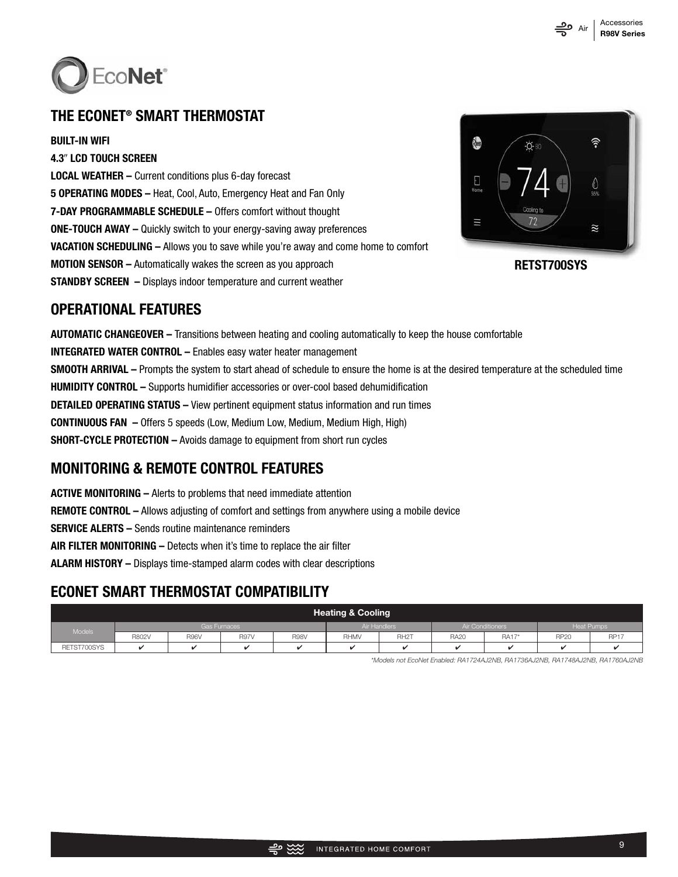EcoNet®

## THE ECONET® SMART THERMOSTAT

**BUILT-IN WIFI**

**4.3″ LCD TOUCH SCREEN**

**LOCAL WEATHER –** Current conditions plus 6-day forecast

**5 OPERATING MODES –** Heat, Cool, Auto, Emergency Heat and Fan Only

**7-DAY PROGRAMMABLE SCHEDULE –** Offers comfort without thought

**ONE-TOUCH AWAY –** Quickly switch to your energy-saving away preferences

**VACATION SCHEDULING –** Allows you to save while you're away and come home to comfort

**MOTION SENSOR –** Automatically wakes the screen as you approach

**STANDBY SCREEN –** Displays indoor temperature and current weather

**RETST700SYS**

## OPERATIONAL FEATURES

**AUTOMATIC CHANGEOVER –** Transitions between heating and cooling automatically to keep the house comfortable

**INTEGRATED WATER CONTROL –** Enables easy water heater management

**SMOOTH ARRIVAL –** Prompts the system to start ahead of schedule to ensure the home is at the desired temperature at the scheduled time

**HUMIDITY CONTROL –** Supports humidifier accessories or over-cool based dehumidification

**DETAILED OPERATING STATUS –** View pertinent equipment status information and run times

**CONTINUOUS FAN –** Offers 5 speeds (Low, Medium Low, Medium, Medium High, High)

**SHORT-CYCLE PROTECTION –** Avoids damage to equipment from short run cycles

## MONITORING & REMOTE CONTROL FEATURES

**ACTIVE MONITORING –** Alerts to problems that need immediate attention

**REMOTE CONTROL –** Allows adjusting of comfort and settings from anywhere using a mobile device

**SERVICE ALERTS –** Sends routine maintenance reminders

**AIR FILTER MONITORING –** Detects when it's time to replace the air filter

**ALARM HISTORY –** Displays time-stamped alarm codes with clear descriptions

## ECONET SMART THERMOSTAT COMPATIBILITY

| | Heating & Cooling | | | | | | | | | |
|---|---|---|---|---|---|---|---|---|---|---|
| Models | Gas Furnaces | | | | Air Handlers | | Air Conditioners | | Heat Pumps | |
| | R802V | R96V | R97V | R98V | RHMV | RH2T | RA20 | RA17* | RP20 | RP17 |
| RETST700SYS | ✔ | ✔ | ✔ | ✔ | ✔ | ✔ | ✔ | ✔ | ✔ | ✔ |

*Models not EcoNet Enabled: RA1724AJ2NB, RA1736AJ2NB, RA1748AJ2NB, RA1760AJ2NB*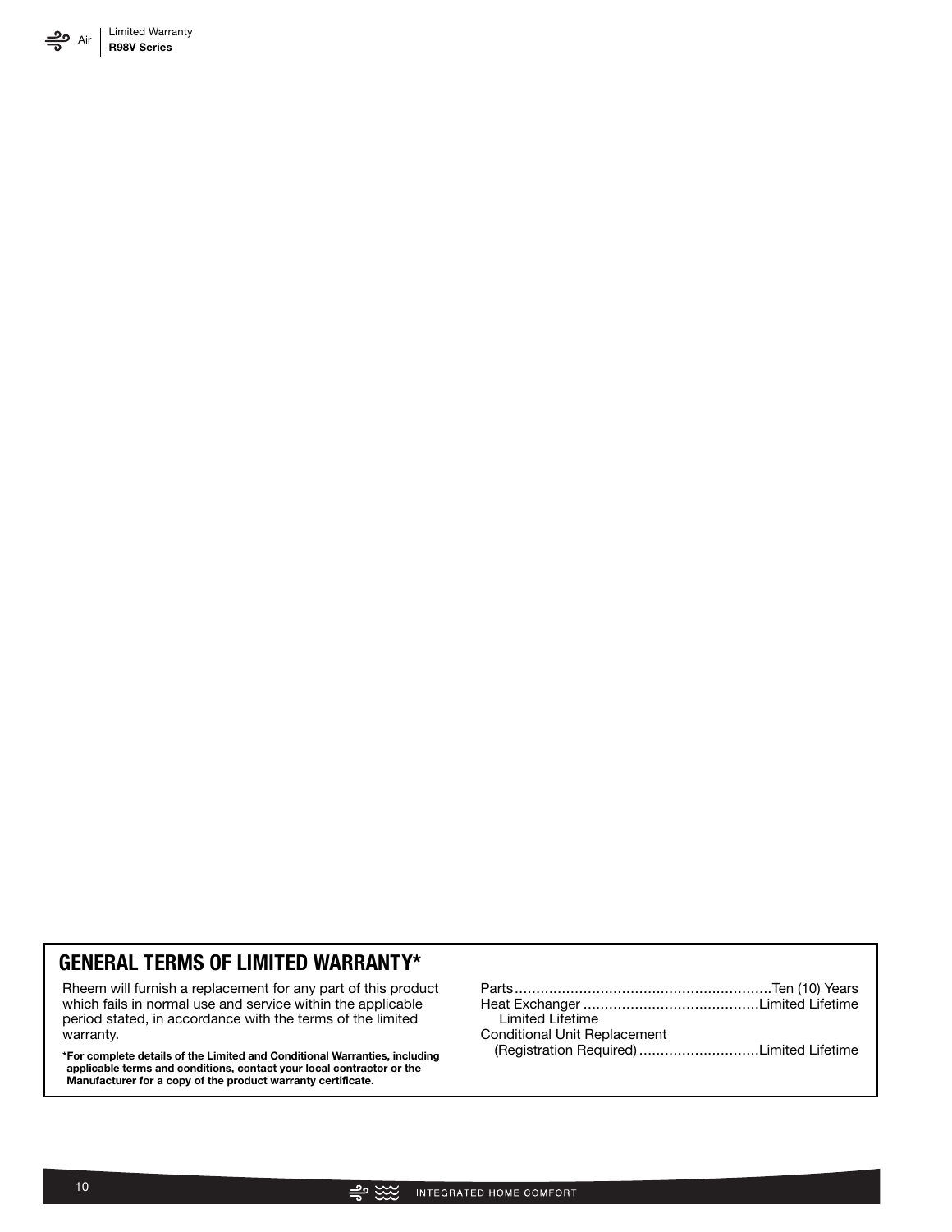## GENERAL TERMS OF LIMITED WARRANTY*

Rheem will furnish a replacement for any part of this product which fails in normal use and service within the applicable period stated, in accordance with the terms of the limited warranty.

**\*For complete details of the Limited and Conditional Warranties, including applicable terms and conditions, contact your local contractor or the Manufacturer for a copy of the product warranty certificate.**

Parts ............................................................ Ten (10) Years
Heat Exchanger ......................................... Limited Lifetime
Limited Lifetime
Conditional Unit Replacement
(Registration Required) ............................ Limited Lifetime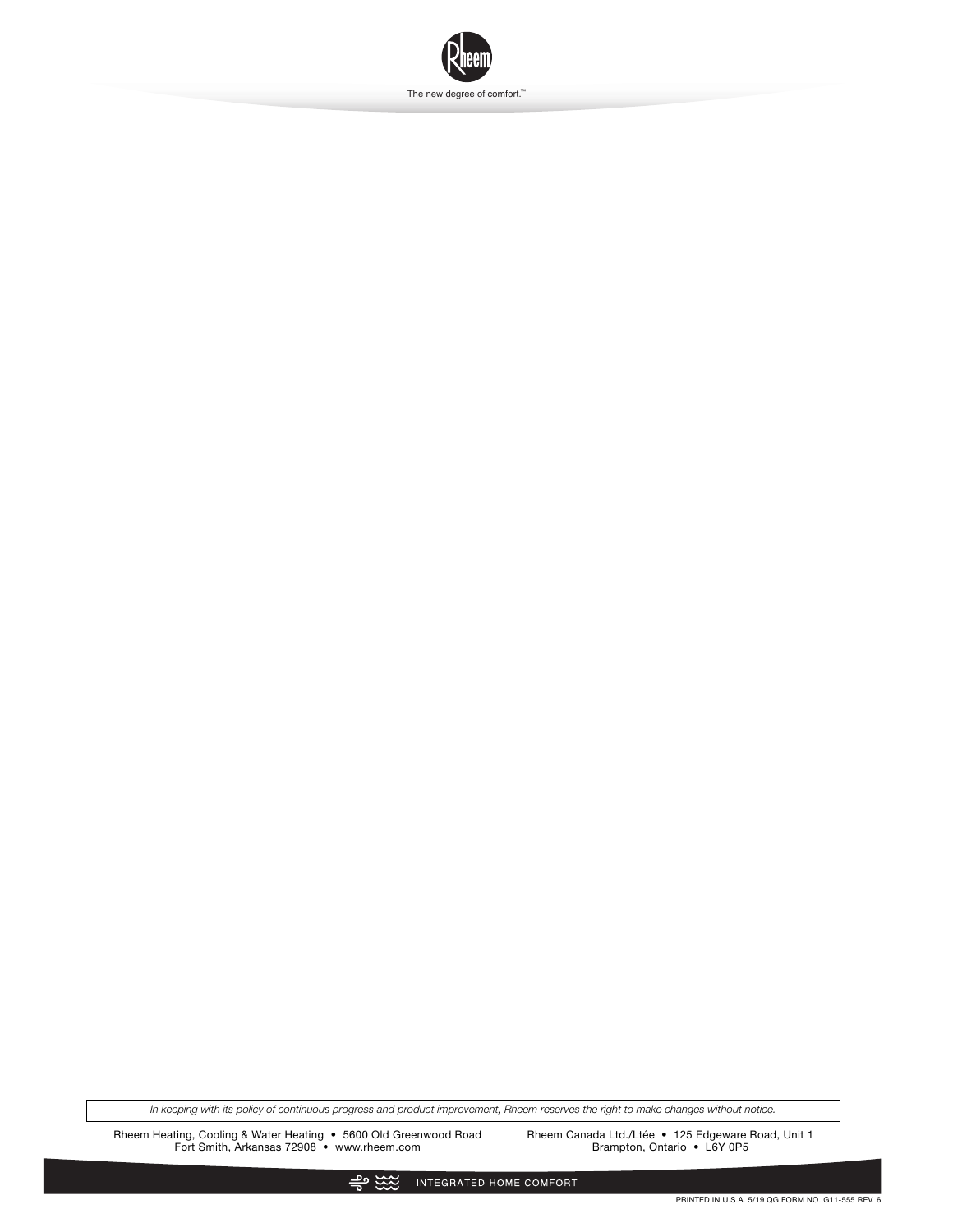The new degree of comfort.™

*In keeping with its policy of continuous progress and product improvement, Rheem reserves the right to make changes without notice.*

Rheem Heating, Cooling & Water Heating • 5600 Old Greenwood Road
Fort Smith, Arkansas 72908 • www.rheem.com

Rheem Canada Ltd./Ltée • 125 Edgeware Road, Unit 1
Brampton, Ontario • L6Y 0P5

INTEGRATED HOME COMFORT

PRINTED IN U.S.A. 5/19 QG FORM NO. G11-555 REV. 6